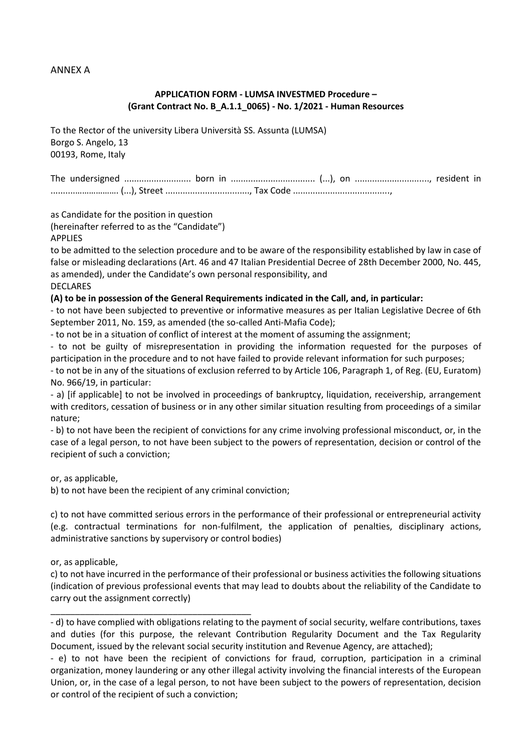ANNEX A

**APPLICATION FORM - LUMSA INVESTMED Procedure –**
**(Grant Contract No. B_A.1.1_0065) - No. 1/2021 - Human Resources**

To the Rector of the university Libera Università SS. Assunta (LUMSA)
Borgo S. Angelo, 13
00193, Rome, Italy

The undersigned ........................... born in .................................. (...), on .............................., resident in ............................ (...), Street .................................., Tax Code .......................................,

as Candidate for the position in question
(hereinafter referred to as the "Candidate")
APPLIES
to be admitted to the selection procedure and to be aware of the responsibility established by law in case of false or misleading declarations (Art. 46 and 47 Italian Presidential Decree of 28th December 2000, No. 445, as amended), under the Candidate's own personal responsibility, and
DECLARES

**(A) to be in possession of the General Requirements indicated in the Call, and, in particular:**

- to not have been subjected to preventive or informative measures as per Italian Legislative Decree of 6th September 2011, No. 159, as amended (the so-called Anti-Mafia Code);
- to not be in a situation of conflict of interest at the moment of assuming the assignment;
- to not be guilty of misrepresentation in providing the information requested for the purposes of participation in the procedure and to not have failed to provide relevant information for such purposes;
- to not be in any of the situations of exclusion referred to by Article 106, Paragraph 1, of Reg. (EU, Euratom) No. 966/19, in particular:
- a) [if applicable] to not be involved in proceedings of bankruptcy, liquidation, receivership, arrangement with creditors, cessation of business or in any other similar situation resulting from proceedings of a similar nature;
- b) to not have been the recipient of convictions for any crime involving professional misconduct, or, in the case of a legal person, to not have been subject to the powers of representation, decision or control of the recipient of such a conviction;

or, as applicable,

b) to not have been the recipient of any criminal conviction;

c) to not have committed serious errors in the performance of their professional or entrepreneurial activity (e.g. contractual terminations for non-fulfilment, the application of penalties, disciplinary actions, administrative sanctions by supervisory or control bodies)

or, as applicable,

c) to not have incurred in the performance of their professional or business activities the following situations (indication of previous professional events that may lead to doubts about the reliability of the Candidate to carry out the assignment correctly)

\_\_\_\_\_\_\_\_\_\_\_\_\_\_\_\_\_\_\_\_\_\_\_\_\_\_\_\_\_\_\_\_\_\_\_\_\_\_\_\_\_\_

- d) to have complied with obligations relating to the payment of social security, welfare contributions, taxes and duties (for this purpose, the relevant Contribution Regularity Document and the Tax Regularity Document, issued by the relevant social security institution and Revenue Agency, are attached);
- e) to not have been the recipient of convictions for fraud, corruption, participation in a criminal organization, money laundering or any other illegal activity involving the financial interests of the European Union, or, in the case of a legal person, to not have been subject to the powers of representation, decision or control of the recipient of such a conviction;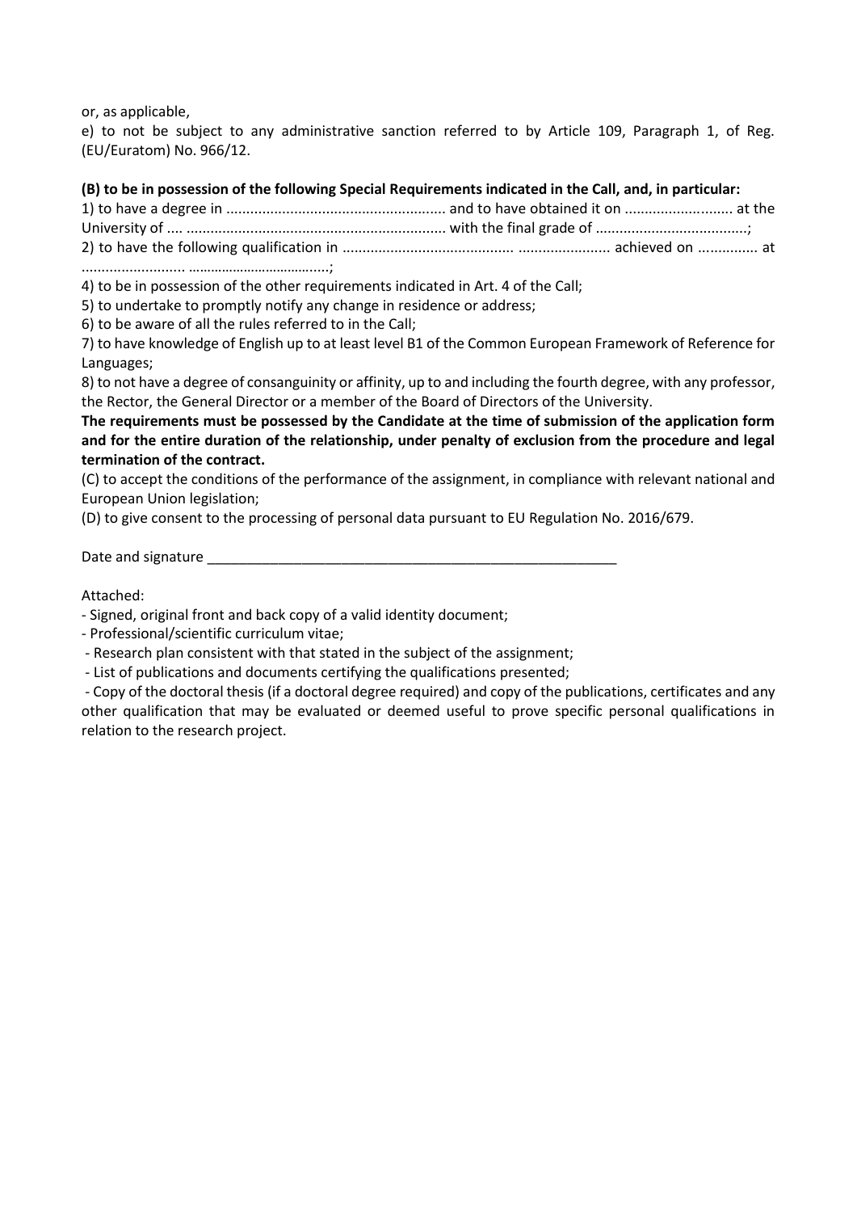or, as applicable,

e) to not be subject to any administrative sanction referred to by Article 109, Paragraph 1, of Reg. (EU/Euratom) No. 966/12.

**(B) to be in possession of the following Special Requirements indicated in the Call, and, in particular:**

1) to have a degree in ....................................................... and to have obtained it on ........................... at the University of .... ................................................................. with the final grade of .....................................;

2) to have the following qualification in ........................................... ....................... achieved on ............... at .......................... ……………………………....;

4) to be in possession of the other requirements indicated in Art. 4 of the Call;

5) to undertake to promptly notify any change in residence or address;

6) to be aware of all the rules referred to in the Call;

7) to have knowledge of English up to at least level B1 of the Common European Framework of Reference for Languages;

8) to not have a degree of consanguinity or affinity, up to and including the fourth degree, with any professor, the Rector, the General Director or a member of the Board of Directors of the University.

**The requirements must be possessed by the Candidate at the time of submission of the application form and for the entire duration of the relationship, under penalty of exclusion from the procedure and legal termination of the contract.**

(C) to accept the conditions of the performance of the assignment, in compliance with relevant national and European Union legislation;

(D) to give consent to the processing of personal data pursuant to EU Regulation No. 2016/679.

Date and signature _______________________________________________________

Attached:

- Signed, original front and back copy of a valid identity document;
- Professional/scientific curriculum vitae;
- Research plan consistent with that stated in the subject of the assignment;
- List of publications and documents certifying the qualifications presented;
- Copy of the doctoral thesis (if a doctoral degree required) and copy of the publications, certificates and any other qualification that may be evaluated or deemed useful to prove specific personal qualifications in relation to the research project.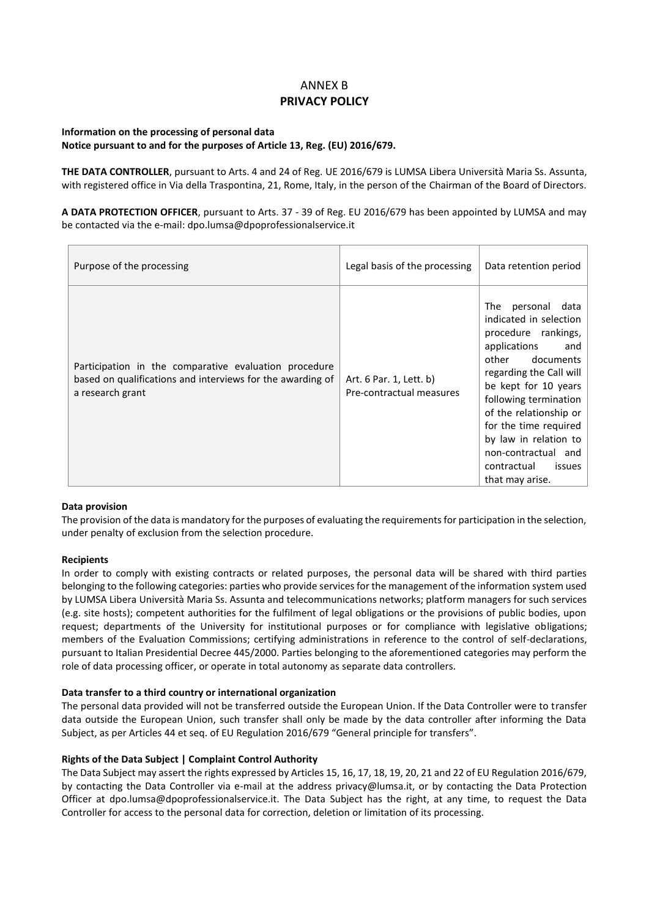# ANNEX B
## PRIVACY POLICY

**Information on the processing of personal data**
**Notice pursuant to and for the purposes of Article 13, Reg. (EU) 2016/679.**

**THE DATA CONTROLLER**, pursuant to Arts. 4 and 24 of Reg. UE 2016/679 is LUMSA Libera Università Maria Ss. Assunta, with registered office in Via della Traspontina, 21, Rome, Italy, in the person of the Chairman of the Board of Directors.

**A DATA PROTECTION OFFICER**, pursuant to Arts. 37 - 39 of Reg. EU 2016/679 has been appointed by LUMSA and may be contacted via the e-mail: dpo.lumsa@dpoprofessionalservice.it

| Purpose of the processing | Legal basis of the processing | Data retention period |
|---|---|---|
| Participation in the comparative evaluation procedure based on qualifications and interviews for the awarding of a research grant | Art. 6 Par. 1, Lett. b) Pre-contractual measures | The personal data indicated in selection procedure rankings, applications and other documents regarding the Call will be kept for 10 years following termination of the relationship or for the time required by law in relation to non-contractual and contractual issues that may arise. |

**Data provision**
The provision of the data is mandatory for the purposes of evaluating the requirements for participation in the selection, under penalty of exclusion from the selection procedure.

**Recipients**
In order to comply with existing contracts or related purposes, the personal data will be shared with third parties belonging to the following categories: parties who provide services for the management of the information system used by LUMSA Libera Università Maria Ss. Assunta and telecommunications networks; platform managers for such services (e.g. site hosts); competent authorities for the fulfilment of legal obligations or the provisions of public bodies, upon request; departments of the University for institutional purposes or for compliance with legislative obligations; members of the Evaluation Commissions; certifying administrations in reference to the control of self-declarations, pursuant to Italian Presidential Decree 445/2000. Parties belonging to the aforementioned categories may perform the role of data processing officer, or operate in total autonomy as separate data controllers.

**Data transfer to a third country or international organization**
The personal data provided will not be transferred outside the European Union. If the Data Controller were to transfer data outside the European Union, such transfer shall only be made by the data controller after informing the Data Subject, as per Articles 44 et seq. of EU Regulation 2016/679 "General principle for transfers".

**Rights of the Data Subject | Complaint Control Authority**
The Data Subject may assert the rights expressed by Articles 15, 16, 17, 18, 19, 20, 21 and 22 of EU Regulation 2016/679, by contacting the Data Controller via e-mail at the address privacy@lumsa.it, or by contacting the Data Protection Officer at dpo.lumsa@dpoprofessionalservice.it. The Data Subject has the right, at any time, to request the Data Controller for access to the personal data for correction, deletion or limitation of its processing.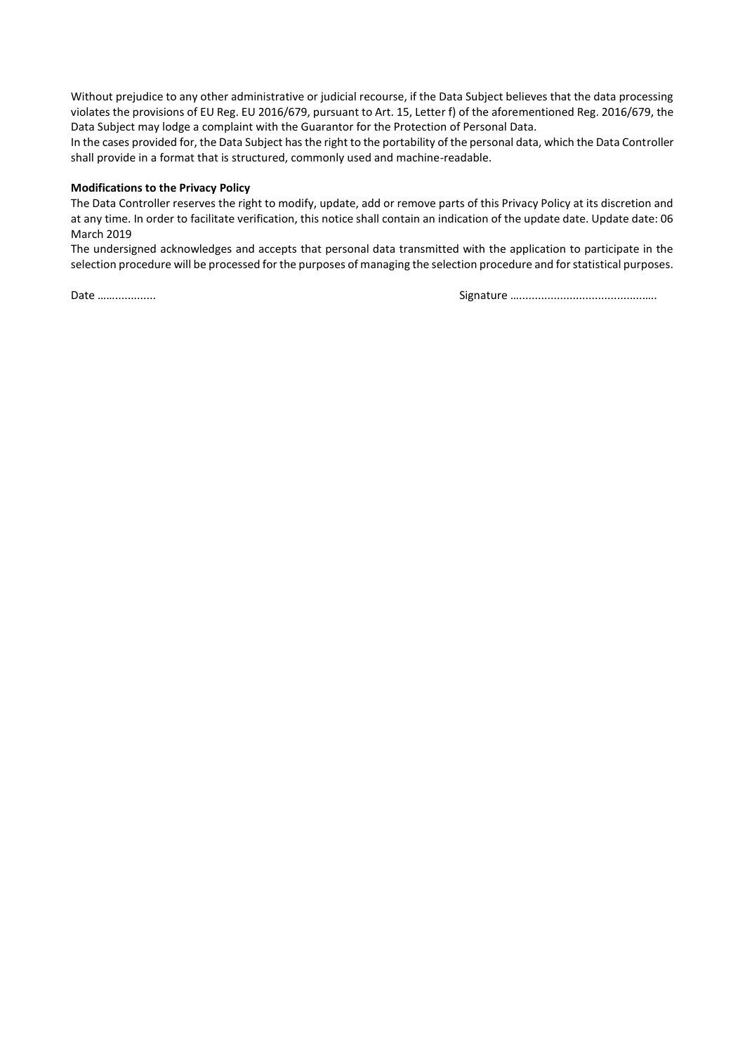Without prejudice to any other administrative or judicial recourse, if the Data Subject believes that the data processing violates the provisions of EU Reg. EU 2016/679, pursuant to Art. 15, Letter f) of the aforementioned Reg. 2016/679, the Data Subject may lodge a complaint with the Guarantor for the Protection of Personal Data.

In the cases provided for, the Data Subject has the right to the portability of the personal data, which the Data Controller shall provide in a format that is structured, commonly used and machine-readable.

**Modifications to the Privacy Policy**

The Data Controller reserves the right to modify, update, add or remove parts of this Privacy Policy at its discretion and at any time. In order to facilitate verification, this notice shall contain an indication of the update date. Update date: 06 March 2019

The undersigned acknowledges and accepts that personal data transmitted with the application to participate in the selection procedure will be processed for the purposes of managing the selection procedure and for statistical purposes.

Date ………………  Signature ……………………………………….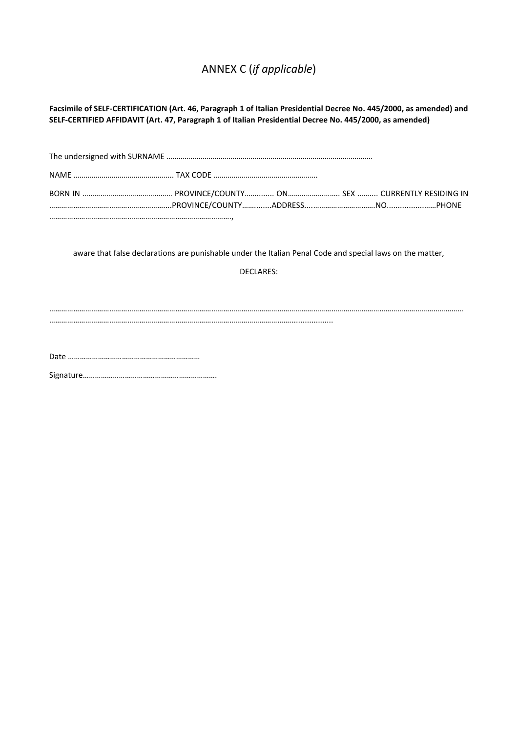# ANNEX C (*if applicable*)

**Facsimile of SELF-CERTIFICATION (Art. 46, Paragraph 1 of Italian Presidential Decree No. 445/2000, as amended) and SELF-CERTIFIED AFFIDAVIT (Art. 47, Paragraph 1 of Italian Presidential Decree No. 445/2000, as amended)**

The undersigned with SURNAME ………………………………………………………………………………………….

NAME ………………………………………….. TAX CODE ……………………………………………

BORN IN ……………………………………… PROVINCE/COUNTY…………. ON……………………. SEX ……... CURRENTLY RESIDING IN ……………………………………………….....PROVINCE/COUNTY……......ADDRESS....…………………………NO...................…PHONE ………………………………………………………………………….,

aware that false declarations are punishable under the Italian Penal Code and special laws on the matter,

DECLARES:

……………………………………………………………………………………………………………………………………………………………………………………
……………………………………………………………………………………………………………….................

Date …………………………………………………………

Signature………………………………………………………….